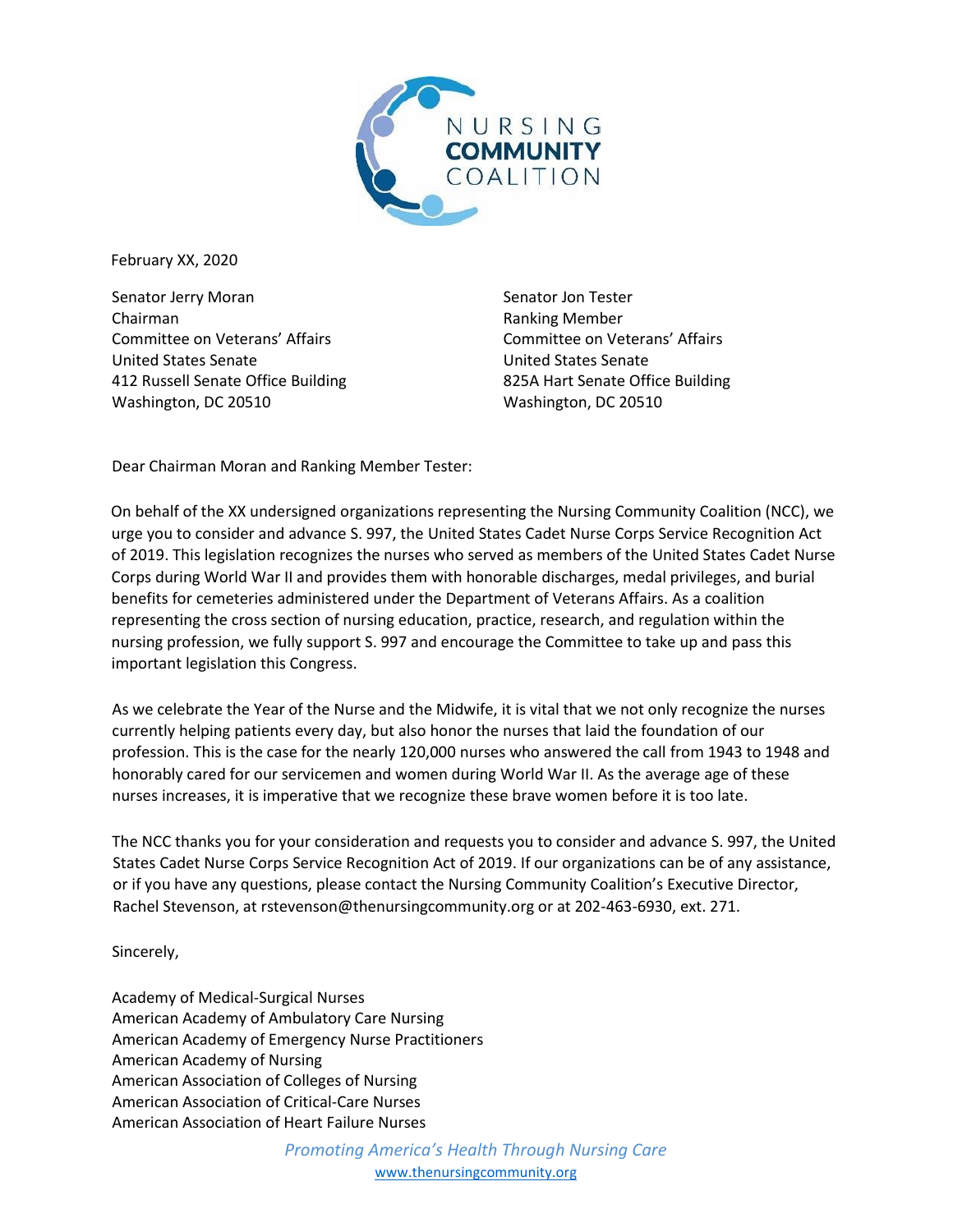NURSING COMMUNITY COALITION

February XX, 2020

Senator Jerry Moran
Chairman
Committee on Veterans' Affairs
United States Senate
412 Russell Senate Office Building
Washington, DC 20510

Senator Jon Tester
Ranking Member
Committee on Veterans' Affairs
United States Senate
825A Hart Senate Office Building
Washington, DC 20510

Dear Chairman Moran and Ranking Member Tester:

On behalf of the XX undersigned organizations representing the Nursing Community Coalition (NCC), we urge you to consider and advance S. 997, the United States Cadet Nurse Corps Service Recognition Act of 2019. This legislation recognizes the nurses who served as members of the United States Cadet Nurse Corps during World War II and provides them with honorable discharges, medal privileges, and burial benefits for cemeteries administered under the Department of Veterans Affairs. As a coalition representing the cross section of nursing education, practice, research, and regulation within the nursing profession, we fully support S. 997 and encourage the Committee to take up and pass this important legislation this Congress.

As we celebrate the Year of the Nurse and the Midwife, it is vital that we not only recognize the nurses currently helping patients every day, but also honor the nurses that laid the foundation of our profession. This is the case for the nearly 120,000 nurses who answered the call from 1943 to 1948 and honorably cared for our servicemen and women during World War II. As the average age of these nurses increases, it is imperative that we recognize these brave women before it is too late.

The NCC thanks you for your consideration and requests you to consider and advance S. 997, the United States Cadet Nurse Corps Service Recognition Act of 2019. If our organizations can be of any assistance, or if you have any questions, please contact the Nursing Community Coalition's Executive Director, Rachel Stevenson, at rstevenson@thenursingcommunity.org or at 202-463-6930, ext. 271.

Sincerely,

Academy of Medical-Surgical Nurses
American Academy of Ambulatory Care Nursing
American Academy of Emergency Nurse Practitioners
American Academy of Nursing
American Association of Colleges of Nursing
American Association of Critical-Care Nurses
American Association of Heart Failure Nurses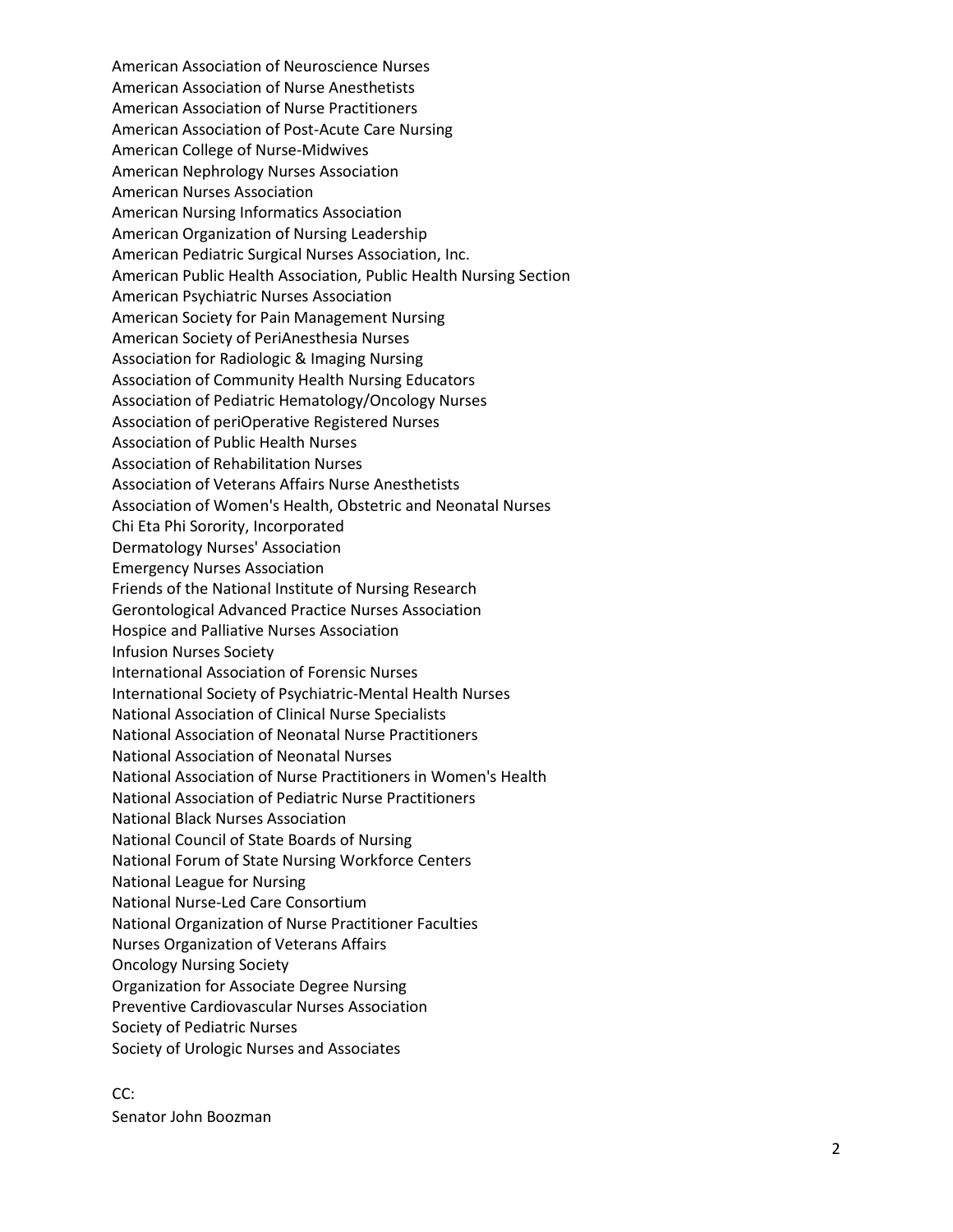American Association of Neuroscience Nurses
American Association of Nurse Anesthetists
American Association of Nurse Practitioners
American Association of Post-Acute Care Nursing
American College of Nurse-Midwives
American Nephrology Nurses Association
American Nurses Association
American Nursing Informatics Association
American Organization of Nursing Leadership
American Pediatric Surgical Nurses Association, Inc.
American Public Health Association, Public Health Nursing Section
American Psychiatric Nurses Association
American Society for Pain Management Nursing
American Society of PeriAnesthesia Nurses
Association for Radiologic & Imaging Nursing
Association of Community Health Nursing Educators
Association of Pediatric Hematology/Oncology Nurses
Association of periOperative Registered Nurses
Association of Public Health Nurses
Association of Rehabilitation Nurses
Association of Veterans Affairs Nurse Anesthetists
Association of Women's Health, Obstetric and Neonatal Nurses
Chi Eta Phi Sorority, Incorporated
Dermatology Nurses' Association
Emergency Nurses Association
Friends of the National Institute of Nursing Research
Gerontological Advanced Practice Nurses Association
Hospice and Palliative Nurses Association
Infusion Nurses Society
International Association of Forensic Nurses
International Society of Psychiatric-Mental Health Nurses
National Association of Clinical Nurse Specialists
National Association of Neonatal Nurse Practitioners
National Association of Neonatal Nurses
National Association of Nurse Practitioners in Women's Health
National Association of Pediatric Nurse Practitioners
National Black Nurses Association
National Council of State Boards of Nursing
National Forum of State Nursing Workforce Centers
National League for Nursing
National Nurse-Led Care Consortium
National Organization of Nurse Practitioner Faculties
Nurses Organization of Veterans Affairs
Oncology Nursing Society
Organization for Associate Degree Nursing
Preventive Cardiovascular Nurses Association
Society of Pediatric Nurses
Society of Urologic Nurses and Associates

CC:
Senator John Boozman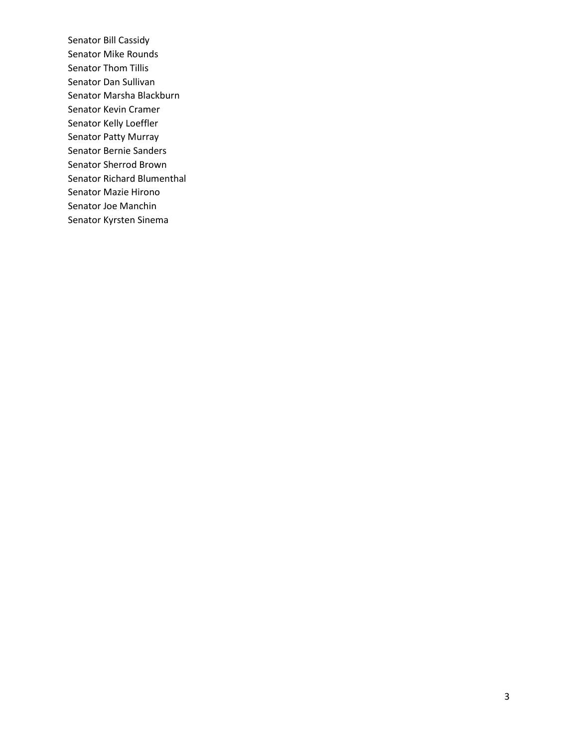Senator Bill Cassidy
Senator Mike Rounds
Senator Thom Tillis
Senator Dan Sullivan
Senator Marsha Blackburn
Senator Kevin Cramer
Senator Kelly Loeffler
Senator Patty Murray
Senator Bernie Sanders
Senator Sherrod Brown
Senator Richard Blumenthal
Senator Mazie Hirono
Senator Joe Manchin
Senator Kyrsten Sinema